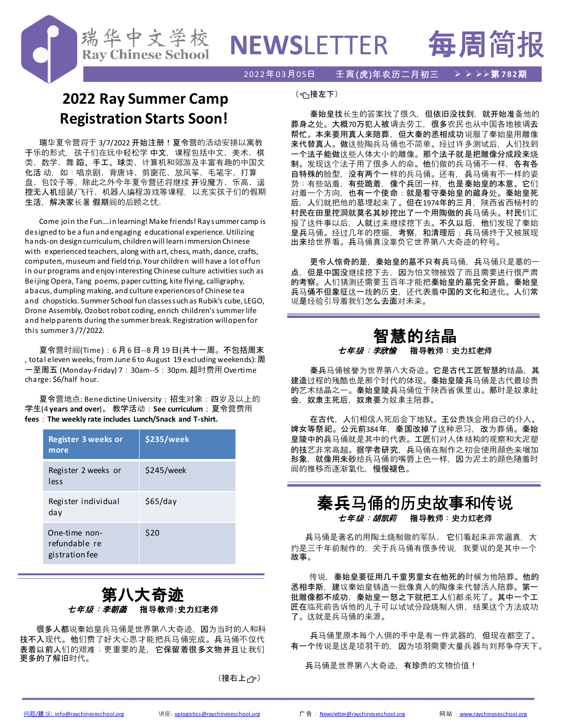# 瑞华中文学校 Ray Chinese School NEWSLETTER 每周简报

2022年03月05日　壬寅(虎)年农历二月初三　第782期

## 2022 Ray Summer Camp Registration Starts Soon!

瑞华夏令营将于 3/7/2022 开始注册！夏令营的活动安排以寓教于乐的形式，孩子们在玩中轻松学 中文，课程包括中文、美术、棋类、数学、舞 蹈、手工、球类、计算机和郊游及丰富有趣的中国文化活 动，如：唱京剧、背唐诗、剪窗花、放风筝、毛笔字、打算盘、包饺子等。除此之外今年夏令营还将继续 开设魔方、乐高、遥控无人机组装/飞行、机器人编程游戏等课程，以充实孩子们的假期生活，解决家长暑 假期间的后顾之忧。

Come join the Fun....in learning! Make friends! Rays summer camp is designed to be a fun and engaging educational experience. Utilizing hands-on design curriculum, children will learn immersion Chinese with experienced teachers, along with art, chess, math, dance, crafts, computers, museum and field trip. Your children will have a lot of fun in our programs and enjoy interesting Chinese culture activities such as Beijing Opera, Tang poems, paper cutting, kite flying, calligraphy, abacus, dumpling making, and culture experiences of Chinese tea and chopsticks. Summer School fun classes such as Rubik's cube, LEGO, Drone Assembly, Ozobot robot coding, enrich children's summer life and help parents during the summer break. Registration will open for this summer 3/7/2022.

夏令营时间(Time)：6月6日--8月19日(共十一周。不包括周末, total eleven weeks, from June 6 to August 19 excluding weekends): 周一至周五 (Monday-Friday) 7：30am--5：30pm. 超时费用 Overtime charge: $6/half hour.

夏令营地点: Benedictine University；招生对象：四岁及以上的学生(4 years and over)。 教学活动：See curriculum；夏令营费用 fees：The weekly rate includes Lunch/Snack and T-shirt.

| Register 3 weeks or more | $235/week |
|---|---|
| Register 2 weeks or less | $245/week |
| Register individual day | $65/day |
| One-time non-refundable registration fee | $20 |

## 第八大奇迹

*七年级：李朝菡*　**指导教师：史力红老师**

很多人都说秦始皇兵马俑是世界第八大奇迹，因为当时的人和科技不入现代。他们费了好大心思才能把兵马俑完成。兵马俑不仅代表着以前人们的艰难；更重要的是，它保留着很多文物并且让我们更多的了解旧时代。

（接右上）

（接左下）

秦始皇找长生的答案找了很久，但依旧没找到，就开始准备他的葬身之处。大概70万犯人被调去劳工，很多农民也从中国各地被调去帮忙。本来要用真人来陪葬，但大秦的丞相成功说服了秦始皇用雕像来代替真人。做这些陶兵马俑也不简单。经过许多测试后，人们找到一个法子能做这些人体大小的雕像。那个法子就是把雕像分成段来烧制。发现这个法子用了很多人的命。他们做的兵马俑不一样，各有各自特殊的脸型，没有两个一样的兵马俑。还有，兵马俑有不一样的姿势；有些站着，有些跪着，像个兵团一样，也是秦始皇的本意。它们对着一个方向，也有一个使命：就是看守秦始皇的藏身处。秦始皇死后，人们就把他的墓埋起来了。但在1974年的三月，陕西省西杨村的村民在田里挖洞就莫名其妙挖出了一个用陶做的兵马俑头。村民们汇报了这件事以后，人就过来继续挖下去。不久以后，他们发现了秦始皇兵马俑。经过几年的挖掘，考察，和清理后；兵马俑终于又被展现出来给世界看。兵马俑真没辜负它世界第八大奇迹的称号。

更令人惊奇的是，秦始皇的墓不只有兵马俑，兵马俑只是墓的一点，但是中国没继续挖下去，因为怕文物被毁了而且需要进行很严肃的考察。人们猜测还需要五百年才能把秦始皇的墓完全开启。秦始皇兵马俑不但象征这一线的历史，还代表着中国的文化和进化。人们常说是经验引导着我们怎么去面对未来。

## 智慧的结晶

*七年级：李欣愉*　**指导教师：史力红老师**

秦兵马俑被誉为世界第八大奇迹。它是古代工匠智慧的结晶，其建造过程的残酷也是那个时代的体现。秦始皇陵兵马俑是古代最珍贵的艺术结晶之一。秦始皇陵兵马俑位于陕西省佩里山。那时是奴隶社会，奴隶主死后，奴隶要为奴隶主陪葬。

在古代，人们相信人死后会下地狱。王公贵族会用自己的仆人、婢女等祭祀。公元前384年，秦国改掉了这种恶习，改为葬俑。秦始皇陵中的兵马俑就是其中的代表。工匠们对人体结构的观察和大泥塑的技艺非常高超。据学者研究，兵马俑在制作之初会使用颜色来增加形象，就像用朱砂给兵马俑的嘴唇上色一样，因为泥土的颜色随着时间的推移而逐渐氧化，慢慢褪色。

## 秦兵马俑的历史故事和传说

*七年级：胡凯莉*　**指导教师：史力红老师**

兵马俑是著名的用陶土烧制做的军队。它们看起来非常逼真，大约是三千年前制作的。关于兵马俑有很多传说，我要说的是其中一个故事。

传说，秦始皇要征用几千童男童女在他死的时候为他陪葬。他的丞相李斯，建议秦始皇铸造一批像真人的陶像来代替活人陪葬。第一批雕像都不成功，秦始皇一怒之下就把工人们都杀死了。其中一个工匠在临死前告诉他的儿子可以试试分段烧制人俑，结果这个方法成功了。这就是兵马俑的来源。

兵马俑里原本每个人俑的手中是有一件武器的，但现在都空了。有一个传说是这是项羽干的，因为项羽需要大量兵器与刘邦争夺天下。

兵马俑是世界第八大奇迹，有珍贵的文物价值！

问题/建议: info@raychineseschool.org　讲座: vplogistics@raychineseschool.org　广告：Newsletter@raychineseschool.org　网站：www.raychineseschool.org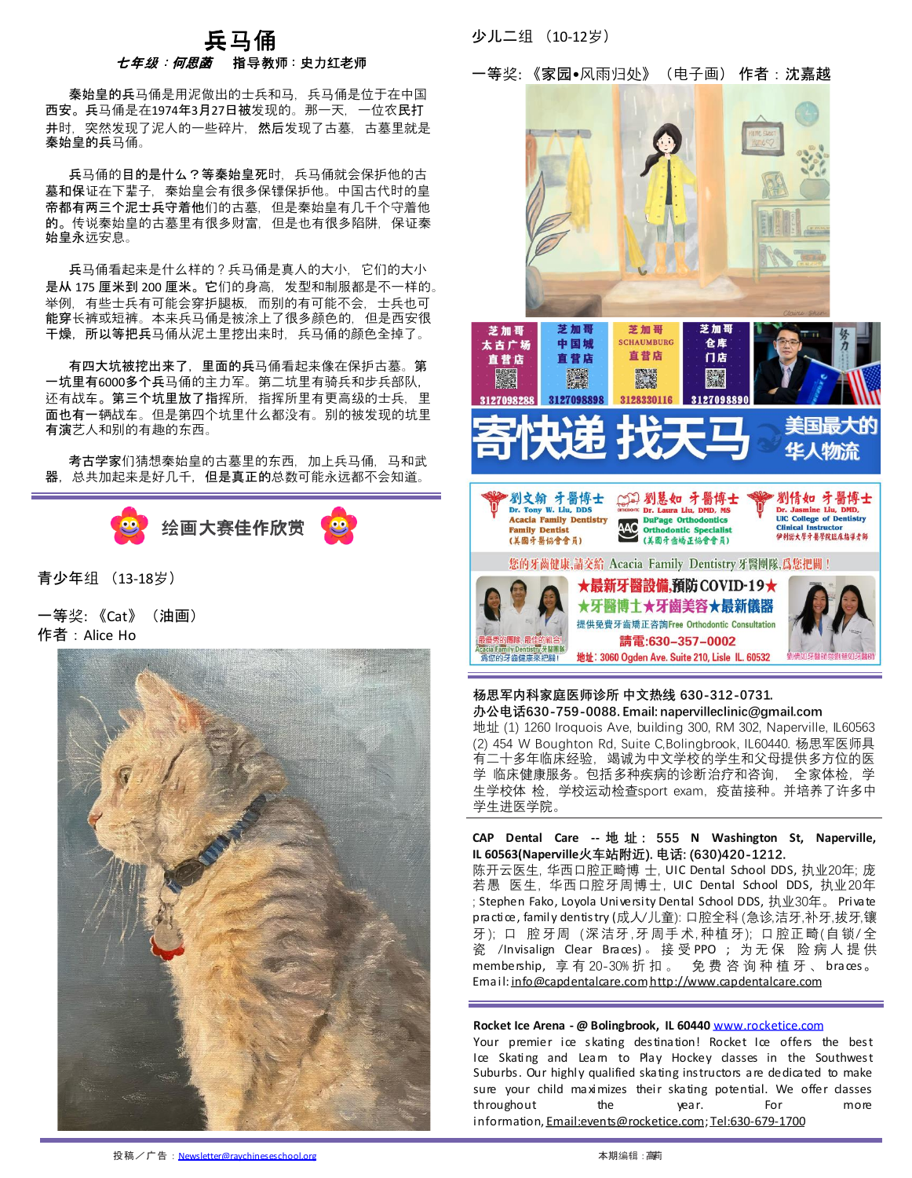# 兵马俑

***七年级：何思菡*** **指导教师：史力红老师**

秦始皇的兵马俑是用泥做出的士兵和马，兵马俑是位于在中国西安。兵马俑是在1974年3月27日被发现的。那一天，一位农民打井时，突然发现了泥人的一些碎片，然后发现了古墓，古墓里就是秦始皇的兵马俑。

兵马俑的目的是什么？等秦始皇死时，兵马俑就会保护他的古墓和保证在下辈子，秦始皇会有很多保镖保护他。中国古代时的皇帝都有两三个泥士兵守着他们的古墓，但是秦始皇有几千个守着他的。传说秦始皇的古墓里有很多财富，但是也有很多陷阱，保证秦始皇永远安息。

兵马俑看起来是什么样的？兵马俑是真人的大小，它们的大小是从 175 厘米到 200 厘米。它们的身高，发型和制服都是不一样的。举例，有些士兵有可能会穿护腿板，而别的有可能不会，士兵也可能穿长裤或短裤。本来兵马俑是被涂上了很多颜色的，但是西安很干燥，所以等把兵马俑从泥土里挖出来时，兵马俑的颜色全掉了。

有四大坑被挖出来了，里面的兵马俑看起来像在保护古墓。第一坑里有6000多个兵马俑的主力军。第二坑里有骑兵和步兵部队，还有战车。第三个坑里放了指挥所，指挥所里有更高级的士兵，里面也有一辆战车。但是第四个坑里什么都没有。别的被发现的坑里有演艺人和别的有趣的东西。

考古学家们猜想秦始皇的古墓里的东西，加上兵马俑，马和武器，总共加起来是好几千，但是真正的总数可能永远都不会知道。

## 绘画大赛佳作欣赏

青少年组 （13-18岁）

一等奖:《Cat》（油画）
作者：Alice Ho

少儿二组 （10-12岁）

一等奖:《家园•风雨归处》（电子画） 作者：沈嘉越

芝加哥太古广场直营店 3127098288
芝加哥中国城直营店 3127098898
芝加哥SCHAUMBURG直营店 3128330116
芝加哥仓库门店 3127098890

寄快递 找天马 美国最大的华人物流

劉文翰 牙醫博士 Dr. Tony W. Liu, DDS Acacia Family Dentistry Family Dentist (美國牙醫協會會員)
劉慧如 牙醫博士 Dr. Laura Liu, DMD, MS DuPage Orthodontics Orthodontic Specialist (美國牙齒矯正協會會員)
劉倩如 牙醫博士 Dr. Jasmine Liu, DMD, UIC College of Dentistry Clinical Instructor 伊利諾大學牙醫學院臨床指導老師

您的牙齒健康,請交給 Acacia Family Dentistry 牙醫團隊,為您把關！

★最新牙醫設備,預防COVID-19★
★牙醫博士★牙齒美容★最新儀器
提供免費牙齒矯正咨詢Free Orthodontic Consultation
請電:630-357-0002
地址：3060 Ogden Ave. Suite 210, Lisle IL. 60532

**杨思军内科家庭医师诊所 中文热线 630-312-0731.**
**办公电话630-759-0088. Email: napervilleclinic@gmail.com**
地址 (1) 1260 Iroquois Ave, building 300, RM 302, Naperville, IL60563 (2) 454 W Boughton Rd, Suite C,Bolingbrook, IL60440. 杨思军医师具有二十多年临床经验，竭诚为中文学校的学生和父母提供多方位的医学 临床健康服务。包括多种疾病的诊断治疗和咨询，全家体检，学生学校体 检，学校运动检查sport exam，疫苗接种。并培养了许多中学生进医学院。

**CAP Dental Care -- 地址：555 N Washington St, Naperville, IL 60563(Naperville火车站附近). 电话: (630)420-1212.**
陈开云医生，华西口腔正畸博 士，UIC Dental School DDS，执业20年；庞若愚 医生，华西口腔牙周博士，UIC Dental School DDS，执业20年；Stephen Fako，Loyola University Dental School DDS，执业30年。Private practice，family dentistry (成人/儿童): 口腔全科 (急诊,洁牙,补牙,拔牙,镶牙); 口 腔牙周 (深洁牙,牙周手术,种植牙); 口腔正畸(自锁/全瓷 /Invisalign Clear Braces)。接受PPO；为无保 险病人提供membership，享有20-30%折扣。 免费咨询种植牙、braces。
Email: info@capdentalcare.com http://www.capdentalcare.com

**Rocket Ice Arena - @ Bolingbrook, IL 60440** www.rocketice.com
Your premier ice skating destination! Rocket Ice offers the best Ice Skating and Learn to Play Hockey classes in the Southwest Suburbs. Our highly qualified skating instructors are dedicated to make sure your child maximizes their skating potential. We offer classes throughout the year. For more information, Email:events@rocketice.com; Tel:630-679-1700

投稿／广告：Newsletter@raychineseschool.org

本期编辑：高莉